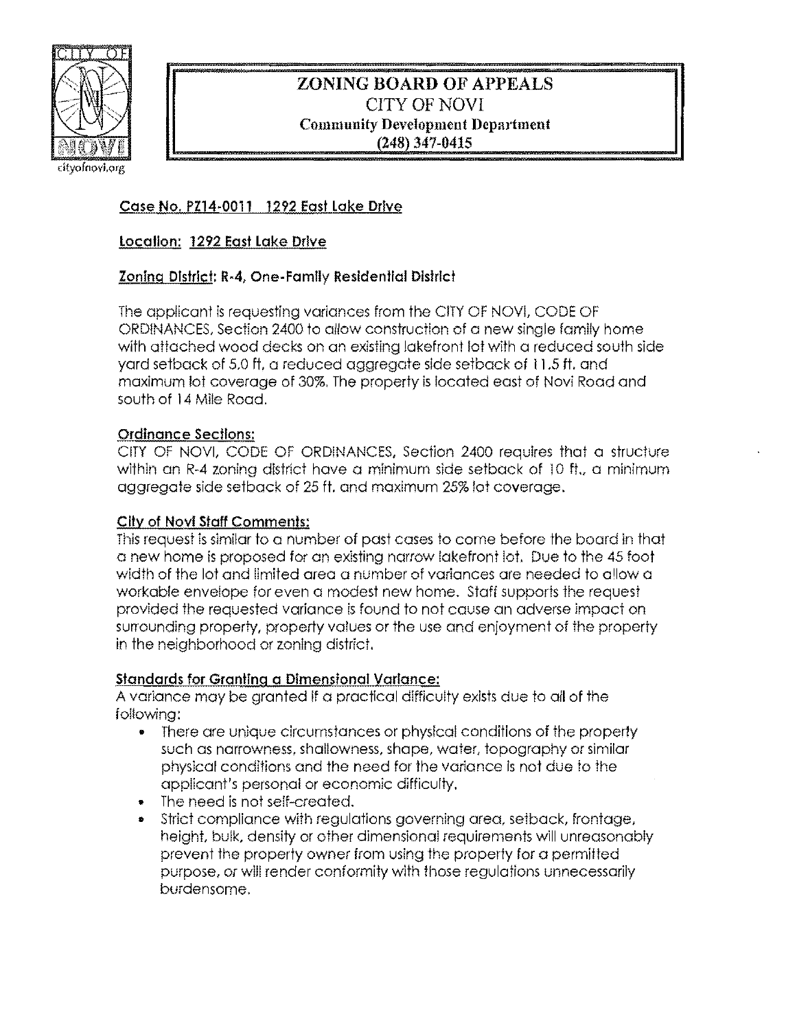# ZONING BOARD OF APPEALS

CITY OF NOVI

Community Development Department

(248) 347-0415

cityofnovi.org

**Case No. PZ14-0011 1292 East Lake Drive**

**Location: 1292 East Lake Drive**

**Zoning District: R-4, One-Family Residential District**

The applicant is requesting variances from the CITY OF NOVI, CODE OF ORDINANCES, Section 2400 to allow construction of a new single family home with attached wood decks on an existing lakefront lot with a reduced south side yard setback of 5.0 ft, a reduced aggregate side setback of 11.5 ft. and maximum lot coverage of 30%. The property is located east of Novi Road and south of 14 Mile Road.

**Ordinance Sections:**

CITY OF NOVI, CODE OF ORDINANCES, Section 2400 requires that a structure within an R-4 zoning district have a minimum side setback of 10 ft., a minimum aggregate side setback of 25 ft. and maximum 25% lot coverage.

**City of Novi Staff Comments:**

This request is similar to a number of past cases to come before the board in that a new home is proposed for an existing narrow lakefront lot. Due to the 45 foot width of the lot and limited area a number of variances are needed to allow a workable envelope for even a modest new home. Staff supports the request provided the requested variance is found to not cause an adverse impact on surrounding property, property values or the use and enjoyment of the property in the neighborhood or zoning district.

**Standards for Granting a Dimensional Variance:**

A variance may be granted if a practical difficulty exists due to all of the following:

- There are unique circumstances or physical conditions of the property such as narrowness, shallowness, shape, water, topography or similar physical conditions and the need for the variance is not due to the applicant's personal or economic difficulty.
- The need is not self-created.
- Strict compliance with regulations governing area, setback, frontage, height, bulk, density or other dimensional requirements will unreasonably prevent the property owner from using the property for a permitted purpose, or will render conformity with those regulations unnecessarily burdensome.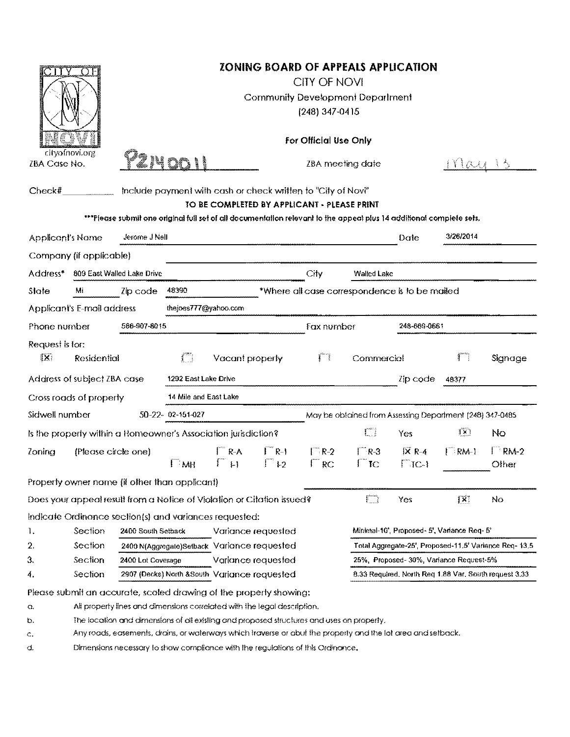# ZONING BOARD OF APPEALS APPLICATION

CITY OF NOVI

Community Development Department

(248) 347-0415

cityofnovi.org

**For Official Use Only**

ZBA Case No. PZ14-0011 ZBA meeting date May 13

Check# ________ Include payment with cash or check written to "City of Novi"

**TO BE COMPLETED BY APPLICANT - PLEASE PRINT**

*****Please submit one original full set of all documentation relevant to the appeal plus 14 additional complete sets.**

Applicant's Name: Jerome J Nell Date: 3/26/2014

Company (if applicable): ____________

Address*: 809 East Walled Lake Drive City: Walled Lake

State: Mi Zip code: 48390 *Where all case correspondence is to be mailed

Applicant's E-mail address: thejoes777@yahoo.com

Phone number: 586-907-8015 Fax number: 248-669-0661

Request is for:

- [X] Residential
- [ ] Vacant property
- [ ] Commercial
- [ ] Signage

Address of subject ZBA case: 1292 East Lake Drive Zip code: 48377

Cross roads of property: 14 Mile and East Lake

Sidwell number: 50-22- 02-151-027 May be obtained from Assessing Department (248) 347-0485

Is the property within a Homeowner's Association jurisdiction? [ ] Yes [X] No

Zoning (Please circle one): [ ] R-A [ ] R-1 [ ] R-2 [ ] R-3 [X] R-4 [ ] RM-1 [ ] RM-2 [ ] MH [ ] I-1 [ ] I-2 [ ] RC [ ] TC [ ] TC-1 ________ Other

Property owner name (if other than applicant): ____________

Does your appeal result from a Notice of Violation or Citation issued? [ ] Yes [X] No

Indicate Ordinance section(s) and variances requested:

| | Section | | Variance requested | |
|---|---|---|---|---|
| 1. | Section | 2400 South Setback | Variance requested | Minimal-10', Proposed- 5', Variance Req- 5' |
| 2. | Section | 2400 N(Aggregate)Setback | Variance requested | Total Aggregate-25', Proposed-11.5' Variance Req- 13.5 |
| 3. | Section | 2400 Lot Coverage | Variance requested | 25%, Proposed- 30%, Variance Request-5% |
| 4. | Section | 2907 (Decks) North &South | Variance requested | 8.33 Required, North Req 1.88 Var, South request 3.33 |

Please submit an accurate, scaled drawing of the property showing:

a. All property lines and dimensions correlated with the legal description.

b. The location and dimensions of all existing and proposed structures and uses on property.

c. Any roads, easements, drains, or waterways which traverse or abut the property and the lot area and setback.

d. Dimensions necessary to show compliance with the regulations of this Ordinance.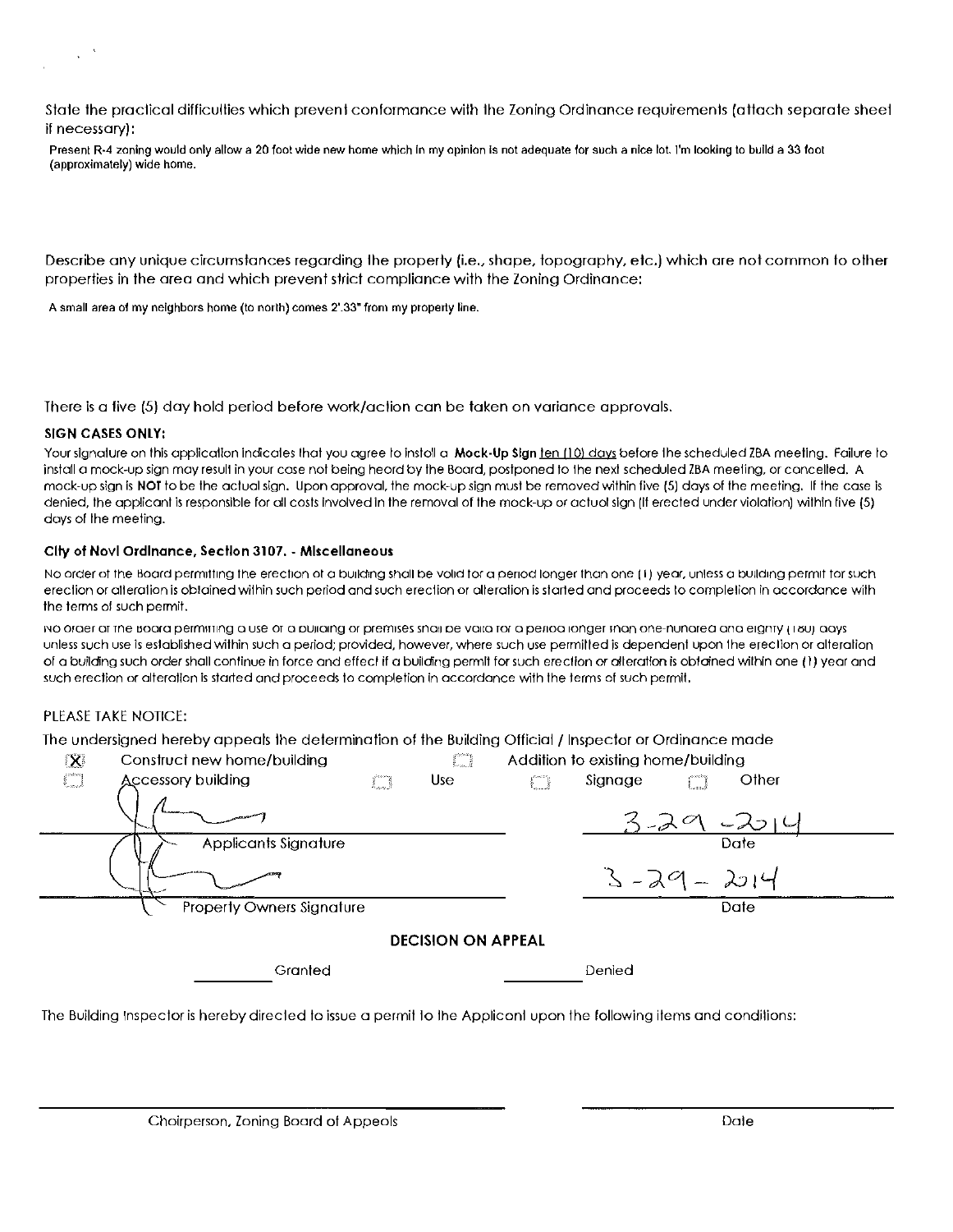State the practical difficulties which prevent conformance with the Zoning Ordinance requirements (attach separate sheet if necessary):

Present R-4 zoning would only allow a 20 foot wide new home which in my opinion is not adequate for such a nice lot. I'm looking to build a 33 foot (approximately) wide home.

Describe any unique circumstances regarding the property (i.e., shape, topography, etc.) which are not common to other properties in the area and which prevent strict compliance with the Zoning Ordinance:

A small area of my neighbors home (to north) comes 2'.33" from my property line.

There is a five (5) day hold period before work/action can be taken on variance approvals.

**SIGN CASES ONLY:**

Your signature on this application indicates that you agree to install a **Mock-Up Sign** ten (10) days before the scheduled ZBA meeting. Failure to install a mock-up sign may result in your case not being heard by the Board, postponed to the next scheduled ZBA meeting, or cancelled. A mock-up sign is **NOT** to be the actual sign. Upon approval, the mock-up sign must be removed within five (5) days of the meeting. If the case is denied, the applicant is responsible for all costs involved in the removal of the mock-up or actual sign (if erected under violation) within five (5) days of the meeting.

**City of Novi Ordinance, Section 3107. - Miscellaneous**

No order of the Board permitting the erection of a building shall be valid for a period longer than one (1) year, unless a building permit for such erection or alteration is obtained within such period and such erection or alteration is started and proceeds to completion in accordance with the terms of such permit.

No order of the Board permitting a use of a building or premises shall be valid for a period longer than one-hundred and eighty (180) days unless such use is established within such a period; provided, however, where such use permitted is dependent upon the erection or alteration of a building such order shall continue in force and effect if a building permit for such erection or alteration is obtained within one (1) year and such erection or alteration is started and proceeds to completion in accordance with the terms of such permit.

PLEASE TAKE NOTICE:

The undersigned hereby appeals the determination of the Building Official / Inspector or Ordinance made

- [X] Construct new home/building
- [ ] Addition to existing home/building
- [ ] Accessory building
- [ ] Use
- [ ] Signage
- [ ] Other

[Signature] — Applicants Signature — Date: 3-29-2014

[Signature] — Property Owners Signature — Date: 3-29-2014

**DECISION ON APPEAL**

_________ Granted _________ Denied

The Building Inspector is hereby directed to issue a permit to the Applicant upon the following items and conditions:

_________________________ Chairperson, Zoning Board of Appeals

_________________________ Date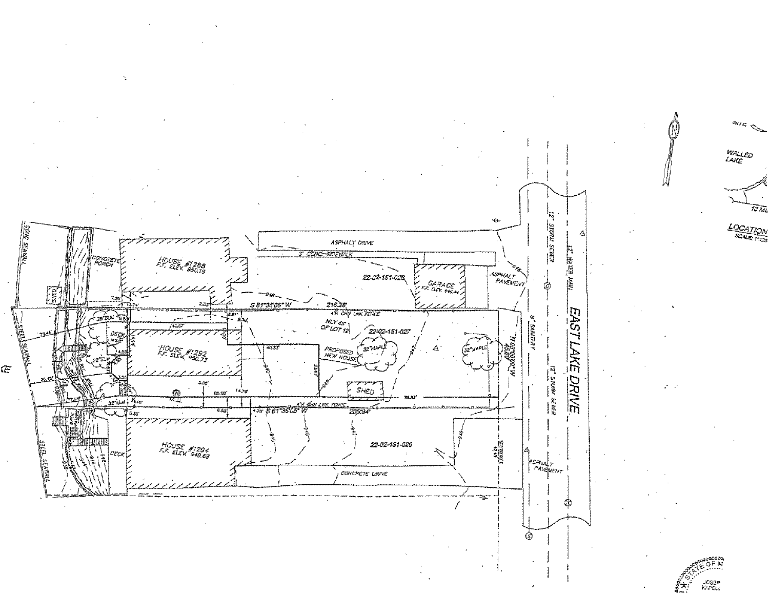WALLED LAKE

13 MI

LOCATION
SCALE: 1"=20

CONC SEAWALL

CONCRETE PORCH

SHED

HOUSE #1288
F.F. ELEV. 950.79

ASPHALT DRIVE

3' CONC. SIDEWALK

22-02-151-026

GARAGE
F.F. ELEV. 946.44

ASPHALT PAVEMENT

12" STORM SEWER

12" WATER MAIN

EAST LAKE DRIVE

8" SANITARY

12" STORM SEWER

S 61°36'05" W 216.28'

4' CHN LNK FENCE

NLY 45' OF LOT 12

22-02-151-027

PROPOSED NEW HOUSE

32" MAPLE

32" MAPLE

N 00°00'00" W 45.00'

STEEL SEAWALL

36" ELM

DECK

22" ELM

HOUSE #1292
F.F. ELEV. 950.73

WELL

SHED

32" ELM

4' CHAIN LINK FENCE

S 61°36'05" W 205.94'

HOUSE #1294
F.F. ELEV. 949.69

DECK

22-02-151-026

STEEL SEAWALL

CONCRETE DRIVE

ASPHALT PAVEMENT

STATE OF M

JOSEP KAPELK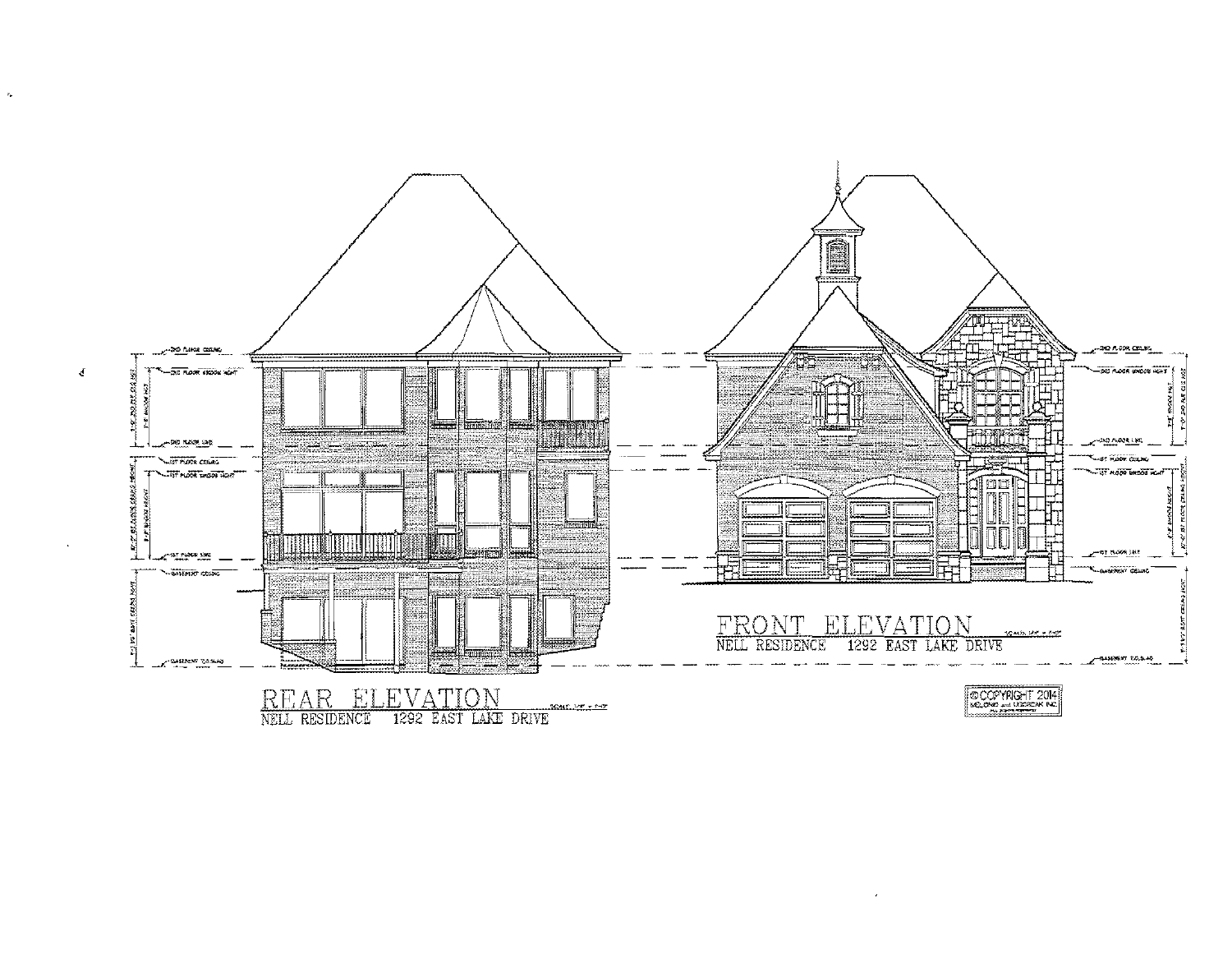# REAR ELEVATION

NELL RESIDENCE 1292 EAST LAKE DRIVE

# FRONT ELEVATION

NELL RESIDENCE 1292 EAST LAKE DRIVE

©COPYRIGHT 2014
MELONE and UDDRZAK INC.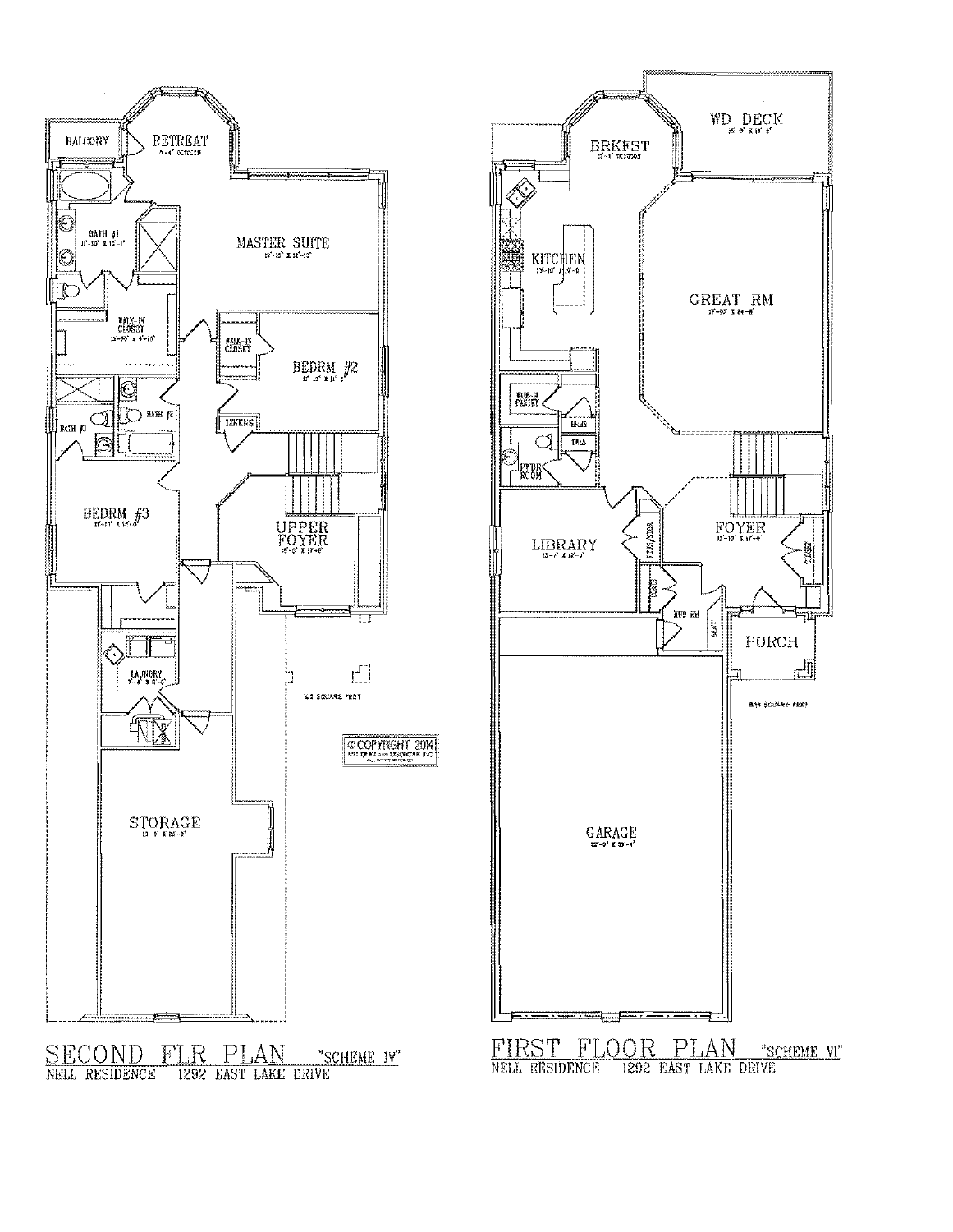RETREAT

BALCONY

BATH #1

MASTER SUITE

WALK-IN CLOSET

WALK-IN CLOSET

BEDRM #2

LINENS

BATH #2

BATH #3

BEDRM #3

UPPER FOYER

LAUNDRY

STORAGE

©COPYRIGHT 2014

# SECOND FLR PLAN "SCHEME IV"

NELL RESIDENCE 1292 EAST LAKE DRIVE

WD DECK

BRKFST

KITCHEN

GREAT RM

WALK-IN PANTRY

PWDR ROOM

LIBRARY

FOYER

CLOSET

MUD RM

SEAT

PORCH

GARAGE

# FIRST FLOOR PLAN "SCHEME VI"

NELL RESIDENCE 1292 EAST LAKE DRIVE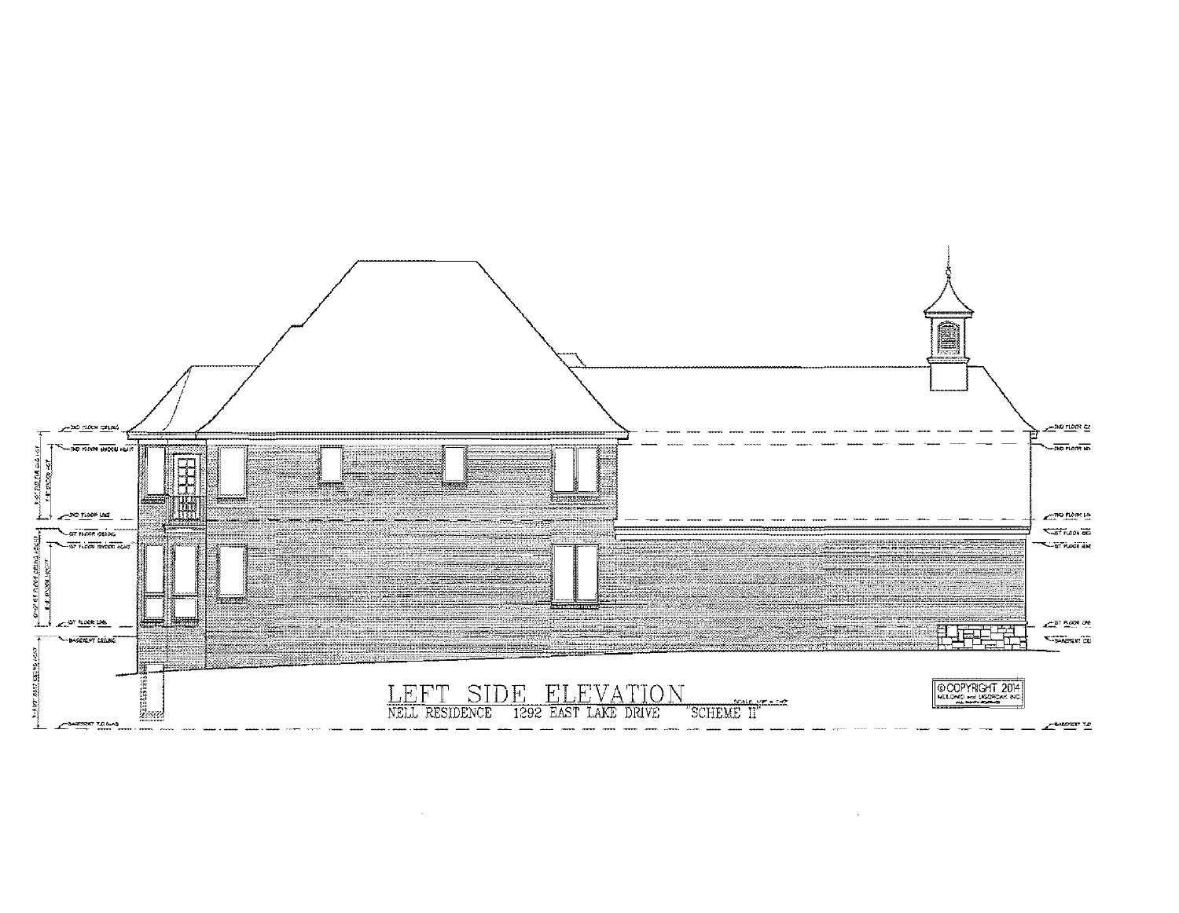# LEFT SIDE ELEVATION

NELL RESIDENCE 1292 EAST LAKE DRIVE "SCHEME II"

©COPYRIGHT 2014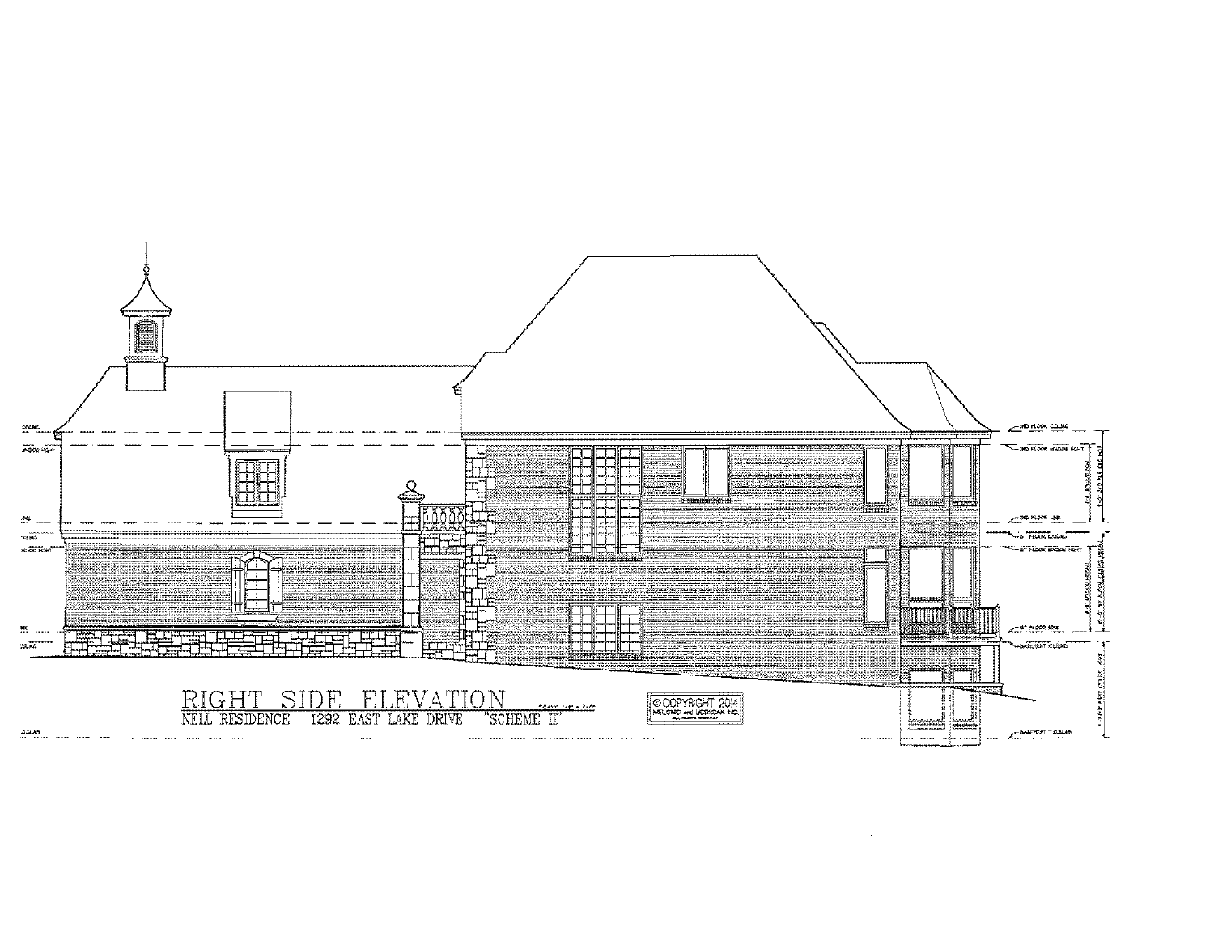# RIGHT SIDE ELEVATION

NELL RESIDENCE 1292 EAST LAKE DRIVE "SCHEME II"

©COPYRIGHT 2014
MELONIC and LIGEIKAN INC.